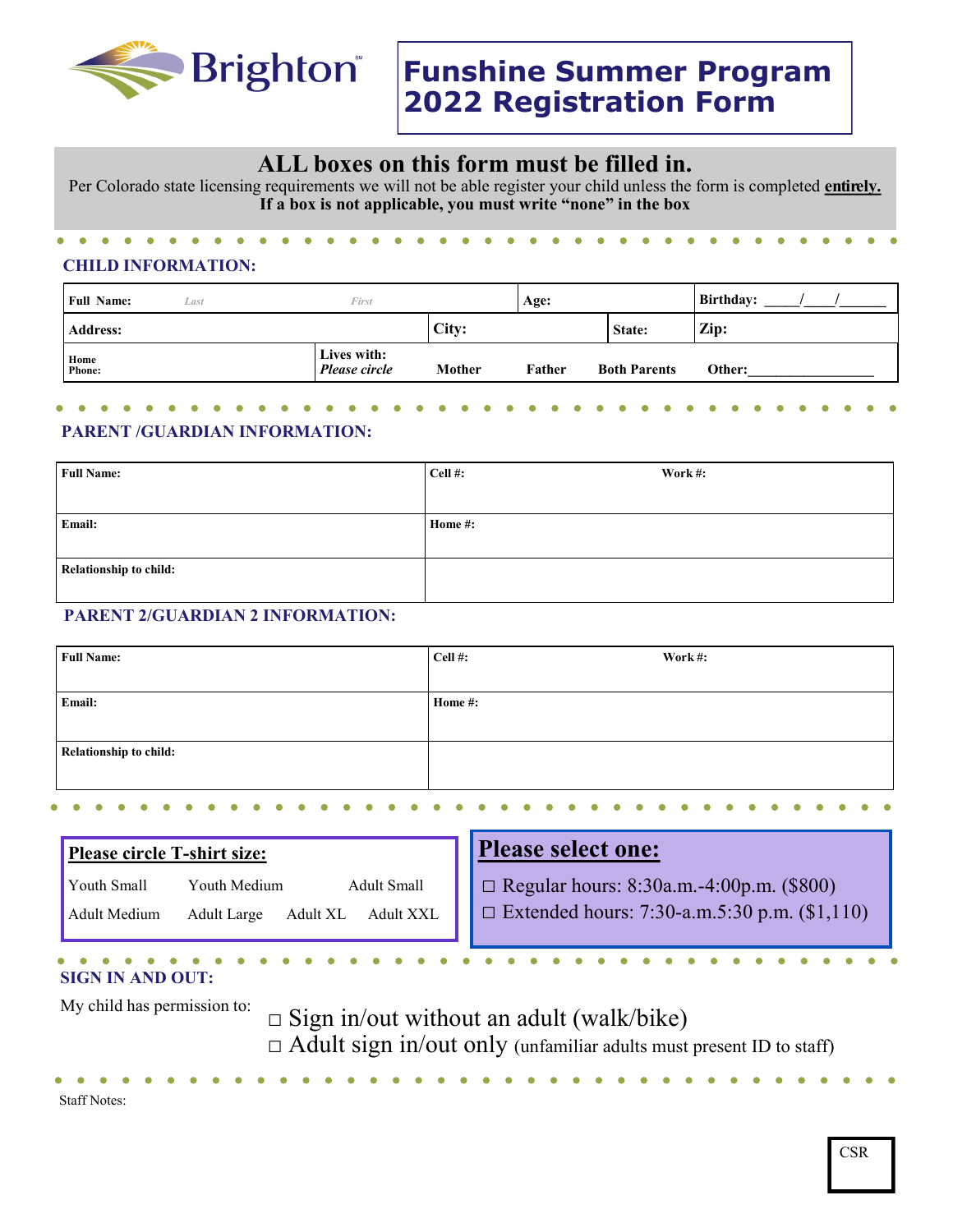Brighton

# Funshine Summer Program 2022 Registration Form

## ALL boxes on this form must be filled in.

Per Colorado state licensing requirements we will not be able register your child unless the form is completed **entirely.**
**If a box is not applicable, you must write "none" in the box**

### CHILD INFORMATION:

| **Full Name:** *Last* *First* | | **Age:** | | **Birthday:** ____/____/______ |
|---|---|---|---|---|
| **Address:** | **City:** | | **State:** | **Zip:** |
| **Home Phone:** | **Lives with:** *Please circle* | **Mother** **Father** | **Both Parents** | **Other:**________________ |

### PARENT /GUARDIAN INFORMATION:

| **Full Name:** | **Cell #:** **Work #:** |
|---|---|
| **Email:** | **Home #:** |
| **Relationship to child:** | |

### PARENT 2/GUARDIAN 2 INFORMATION:

| **Full Name:** | **Cell #:** **Work #:** |
|---|---|
| **Email:** | **Home #:** |
| **Relationship to child:** | |

**Please circle T-shirt size:**

Youth Small    Youth Medium    Adult Small
Adult Medium    Adult Large    Adult XL    Adult XXL

**Please select one:**

□ Regular hours: 8:30a.m.-4:00p.m. ($800)
□ Extended hours: 7:30-a.m.5:30 p.m. ($1,110)

### SIGN IN AND OUT:

My child has permission to:

□ Sign in/out without an adult (walk/bike)
□ Adult sign in/out only (unfamiliar adults must present ID to staff)

Staff Notes:

CSR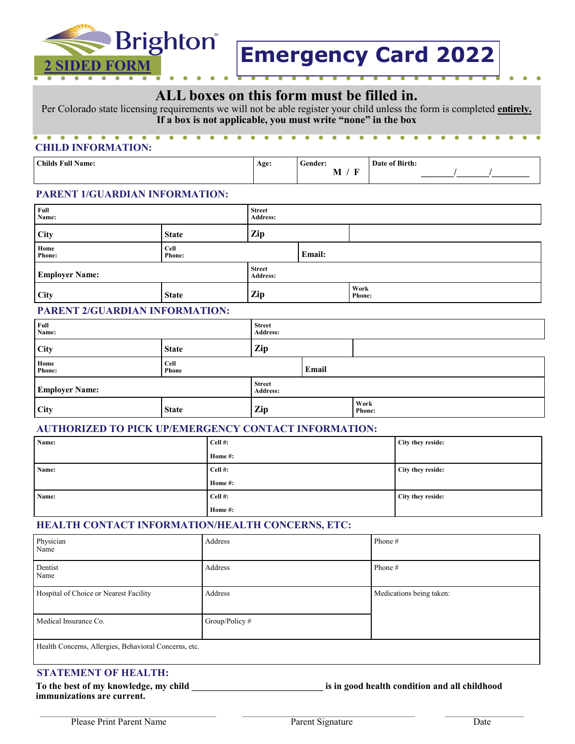Brighton

**2 SIDED FORM**

# Emergency Card 2022

## ALL boxes on this form must be filled in.

Per Colorado state licensing requirements we will not be able register your child unless the form is completed **entirely.**

**If a box is not applicable, you must write "none" in the box**

### CHILD INFORMATION:

| Childs Full Name: | Age: | Gender: M / F | Date of Birth: _______/_______/________ |
|---|---|---|---|

### PARENT 1/GUARDIAN INFORMATION:

| Full Name: | | Street Address: | |
|---|---|---|---|
| City | State | Zip | |
| Home Phone: | Cell Phone: | Email: | |
| Employer Name: | | Street Address: | |
| City | State | Zip | Work Phone: |

### PARENT 2/GUARDIAN INFORMATION:

| Full Name: | | Street Address: | |
|---|---|---|---|
| City | State | Zip | |
| Home Phone: | Cell Phone | Email | |
| Employer Name: | | Street Address: | |
| City | State | Zip | Work Phone: |

### AUTHORIZED TO PICK UP/EMERGENCY CONTACT INFORMATION:

| Name: | Cell #: Home #: | City they reside: |
|---|---|---|
| Name: | Cell #: Home #: | City they reside: |
| Name: | Cell #: Home #: | City they reside: |

### HEALTH CONTACT INFORMATION/HEALTH CONCERNS, ETC:

| Physician Name | Address | Phone # |
|---|---|---|
| Dentist Name | Address | Phone # |
| Hospital of Choice or Nearest Facility | Address | Medications being taken: |
| Medical Insurance Co. | Group/Policy # | |
| Health Concerns, Allergies, Behavioral Concerns, etc. | | |

### STATEMENT OF HEALTH:

**To the best of my knowledge, my child ___________________________ is in good health condition and all childhood immunizations are current.**

_______________________________ Please Print Parent Name

_______________________________ Parent Signature

_______________ Date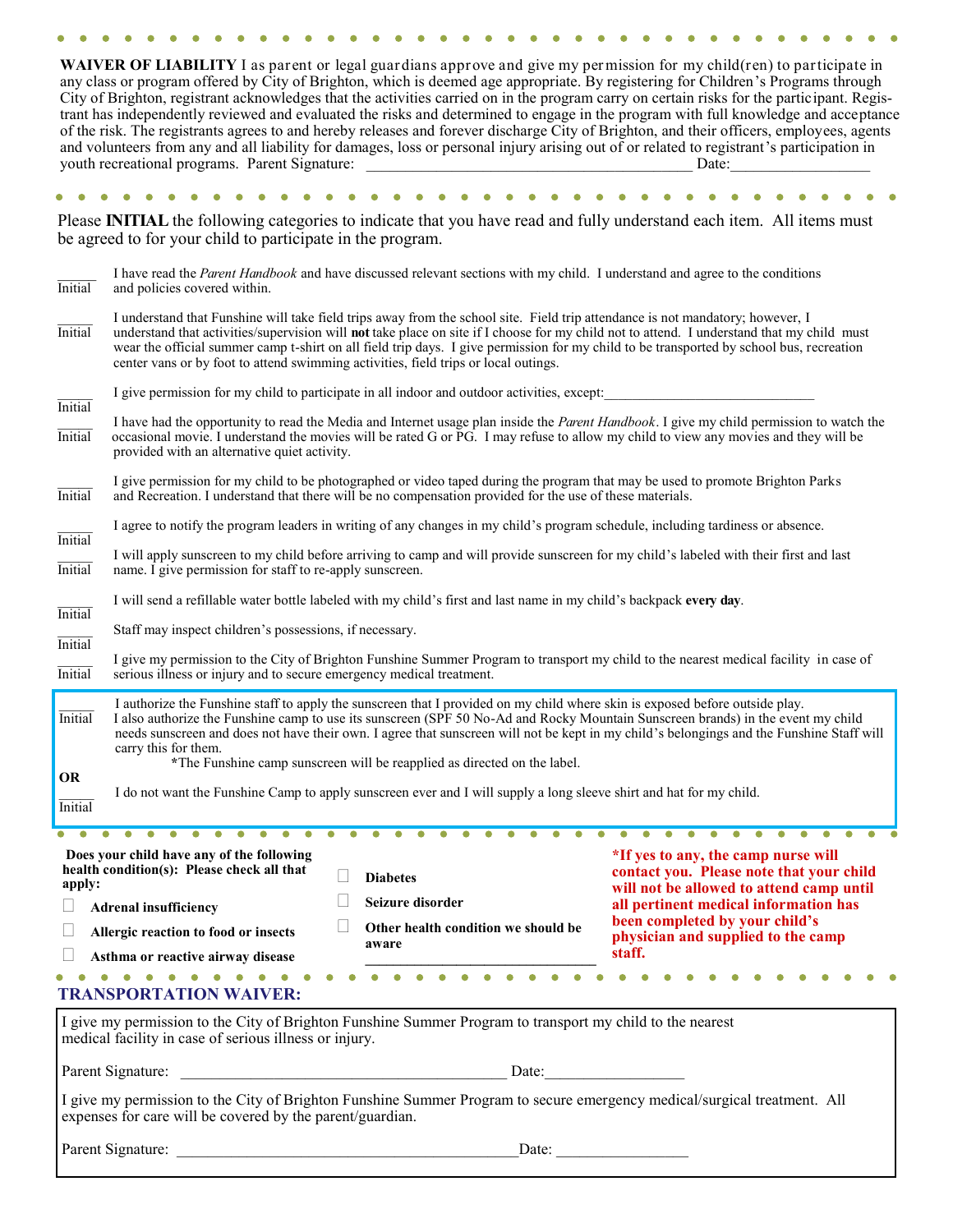**WAIVER OF LIABILITY** I as parent or legal guardians approve and give my permission for my child(ren) to participate in any class or program offered by City of Brighton, which is deemed age appropriate. By registering for Children's Programs through City of Brighton, registrant acknowledges that the activities carried on in the program carry on certain risks for the participant. Registrant has independently reviewed and evaluated the risks and determined to engage in the program with full knowledge and acceptance of the risk. The registrants agrees to and hereby releases and forever discharge City of Brighton, and their officers, employees, agents and volunteers from any and all liability for damages, loss or personal injury arising out of or related to registrant's participation in youth recreational programs. Parent Signature: _________________________________________ Date:_________________

Please **INITIAL** the following categories to indicate that you have read and fully understand each item. All items must be agreed to for your child to participate in the program.

_____ Initial — I have read the *Parent Handbook* and have discussed relevant sections with my child. I understand and agree to the conditions and policies covered within.

_____ Initial — I understand that Funshine will take field trips away from the school site. Field trip attendance is not mandatory; however, I understand that activities/supervision will **not** take place on site if I choose for my child not to attend. I understand that my child must wear the official summer camp t-shirt on all field trip days. I give permission for my child to be transported by school bus, recreation center vans or by foot to attend swimming activities, field trips or local outings.

_____ Initial — I give permission for my child to participate in all indoor and outdoor activities, except:______________________________

_____ Initial — I have had the opportunity to read the Media and Internet usage plan inside the *Parent Handbook*. I give my child permission to watch the occasional movie. I understand the movies will be rated G or PG. I may refuse to allow my child to view any movies and they will be provided with an alternative quiet activity.

_____ Initial — I give permission for my child to be photographed or video taped during the program that may be used to promote Brighton Parks and Recreation. I understand that there will be no compensation provided for the use of these materials.

_____ Initial — I agree to notify the program leaders in writing of any changes in my child's program schedule, including tardiness or absence.

_____ Initial — I will apply sunscreen to my child before arriving to camp and will provide sunscreen for my child's labeled with their first and last name. I give permission for staff to re-apply sunscreen.

_____ Initial — I will send a refillable water bottle labeled with my child's first and last name in my child's backpack **every day**.

_____ Initial — Staff may inspect children's possessions, if necessary.

_____ Initial — I give my permission to the City of Brighton Funshine Summer Program to transport my child to the nearest medical facility in case of serious illness or injury and to secure emergency medical treatment.

_____ Initial — I authorize the Funshine staff to apply the sunscreen that I provided on my child where skin is exposed before outside play. I also authorize the Funshine camp to use its sunscreen (SPF 50 No-Ad and Rocky Mountain Sunscreen brands) in the event my child needs sunscreen and does not have their own. I agree that sunscreen will not be kept in my child's belongings and the Funshine Staff will carry this for them.
*The Funshine camp sunscreen will be reapplied as directed on the label.

**OR**

_____ Initial — I do not want the Funshine Camp to apply sunscreen ever and I will supply a long sleeve shirt and hat for my child.

**Does your child have any of the following health condition(s): Please check all that apply:**

- ☐ **Adrenal insufficiency**
- ☐ **Allergic reaction to food or insects**
- ☐ **Asthma or reactive airway disease**
- ☐ **Diabetes**
- ☐ **Seizure disorder**
- ☐ **Other health condition we should be aware** ______________________________

***If yes to any, the camp nurse will contact you. Please note that your child will not be allowed to attend camp until all pertinent medical information has been completed by your child's physician and supplied to the camp staff.**

## TRANSPORTATION WAIVER:

I give my permission to the City of Brighton Funshine Summer Program to transport my child to the nearest medical facility in case of serious illness or injury.

Parent Signature: _________________________________________ Date:_________________

I give my permission to the City of Brighton Funshine Summer Program to secure emergency medical/surgical treatment. All expenses for care will be covered by the parent/guardian.

Parent Signature: _____________________________________________Date: ________________